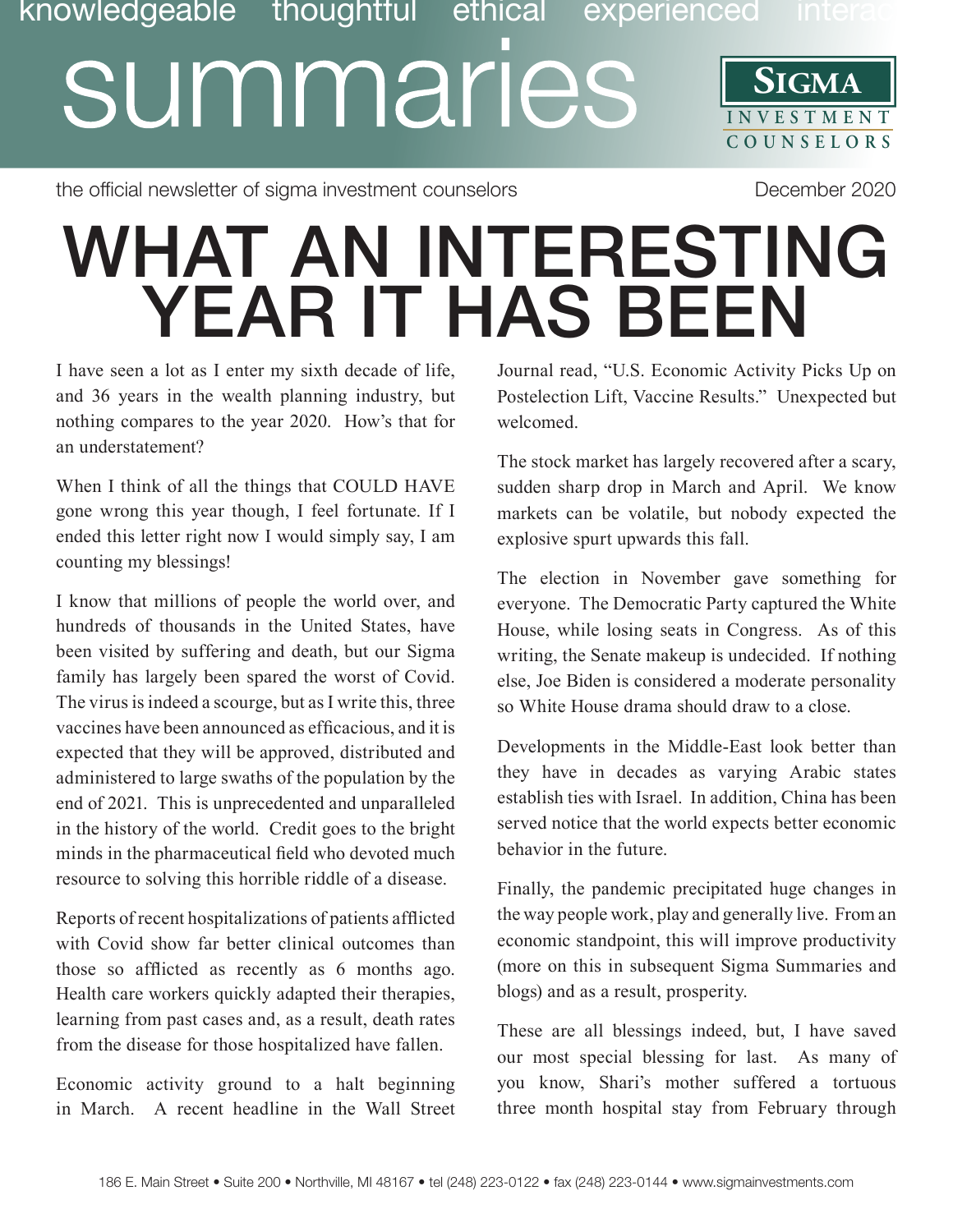knowledgeable thoughtful ethical experienced interac

# summaries

**SIGMA**
INVESTMENT COUNSELORS

the official newsletter of sigma investment counselors

December 2020

# WHAT AN INTERESTING YEAR IT HAS BEEN

I have seen a lot as I enter my sixth decade of life, and 36 years in the wealth planning industry, but nothing compares to the year 2020. How's that for an understatement?

When I think of all the things that COULD HAVE gone wrong this year though, I feel fortunate. If I ended this letter right now I would simply say, I am counting my blessings!

I know that millions of people the world over, and hundreds of thousands in the United States, have been visited by suffering and death, but our Sigma family has largely been spared the worst of Covid. The virus is indeed a scourge, but as I write this, three vaccines have been announced as efficacious, and it is expected that they will be approved, distributed and administered to large swaths of the population by the end of 2021. This is unprecedented and unparalleled in the history of the world. Credit goes to the bright minds in the pharmaceutical field who devoted much resource to solving this horrible riddle of a disease.

Reports of recent hospitalizations of patients afflicted with Covid show far better clinical outcomes than those so afflicted as recently as 6 months ago. Health care workers quickly adapted their therapies, learning from past cases and, as a result, death rates from the disease for those hospitalized have fallen.

Economic activity ground to a halt beginning in March. A recent headline in the Wall Street Journal read, "U.S. Economic Activity Picks Up on Postelection Lift, Vaccine Results." Unexpected but welcomed.

The stock market has largely recovered after a scary, sudden sharp drop in March and April. We know markets can be volatile, but nobody expected the explosive spurt upwards this fall.

The election in November gave something for everyone. The Democratic Party captured the White House, while losing seats in Congress. As of this writing, the Senate makeup is undecided. If nothing else, Joe Biden is considered a moderate personality so White House drama should draw to a close.

Developments in the Middle-East look better than they have in decades as varying Arabic states establish ties with Israel. In addition, China has been served notice that the world expects better economic behavior in the future.

Finally, the pandemic precipitated huge changes in the way people work, play and generally live. From an economic standpoint, this will improve productivity (more on this in subsequent Sigma Summaries and blogs) and as a result, prosperity.

These are all blessings indeed, but, I have saved our most special blessing for last. As many of you know, Shari's mother suffered a tortuous three month hospital stay from February through

186 E. Main Street • Suite 200 • Northville, MI 48167 • tel (248) 223-0122 • fax (248) 223-0144 • www.sigmainvestments.com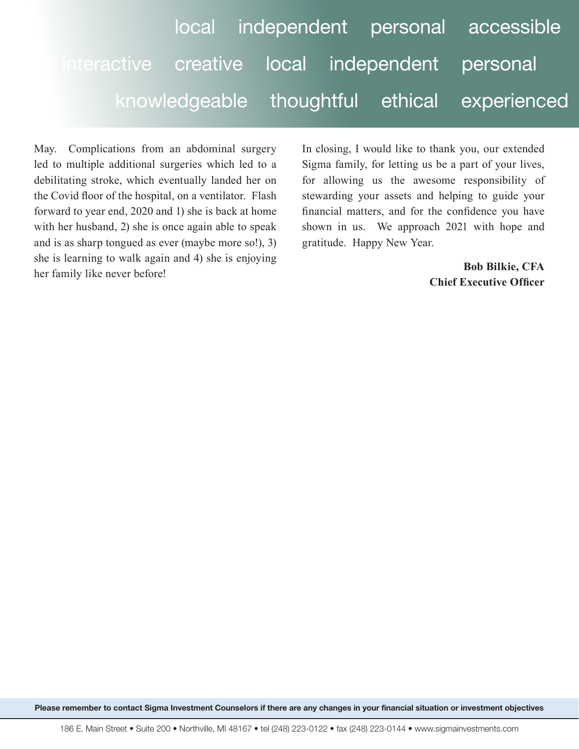May. Complications from an abdominal surgery led to multiple additional surgeries which led to a debilitating stroke, which eventually landed her on the Covid floor of the hospital, on a ventilator. Flash forward to year end, 2020 and 1) she is back at home with her husband, 2) she is once again able to speak and is as sharp tongued as ever (maybe more so!), 3) she is learning to walk again and 4) she is enjoying her family like never before!

In closing, I would like to thank you, our extended Sigma family, for letting us be a part of your lives, for allowing us the awesome responsibility of stewarding your assets and helping to guide your financial matters, and for the confidence you have shown in us. We approach 2021 with hope and gratitude. Happy New Year.

**Bob Bilkie, CFA**
**Chief Executive Officer**

**Please remember to contact Sigma Investment Counselors if there are any changes in your financial situation or investment objectives**